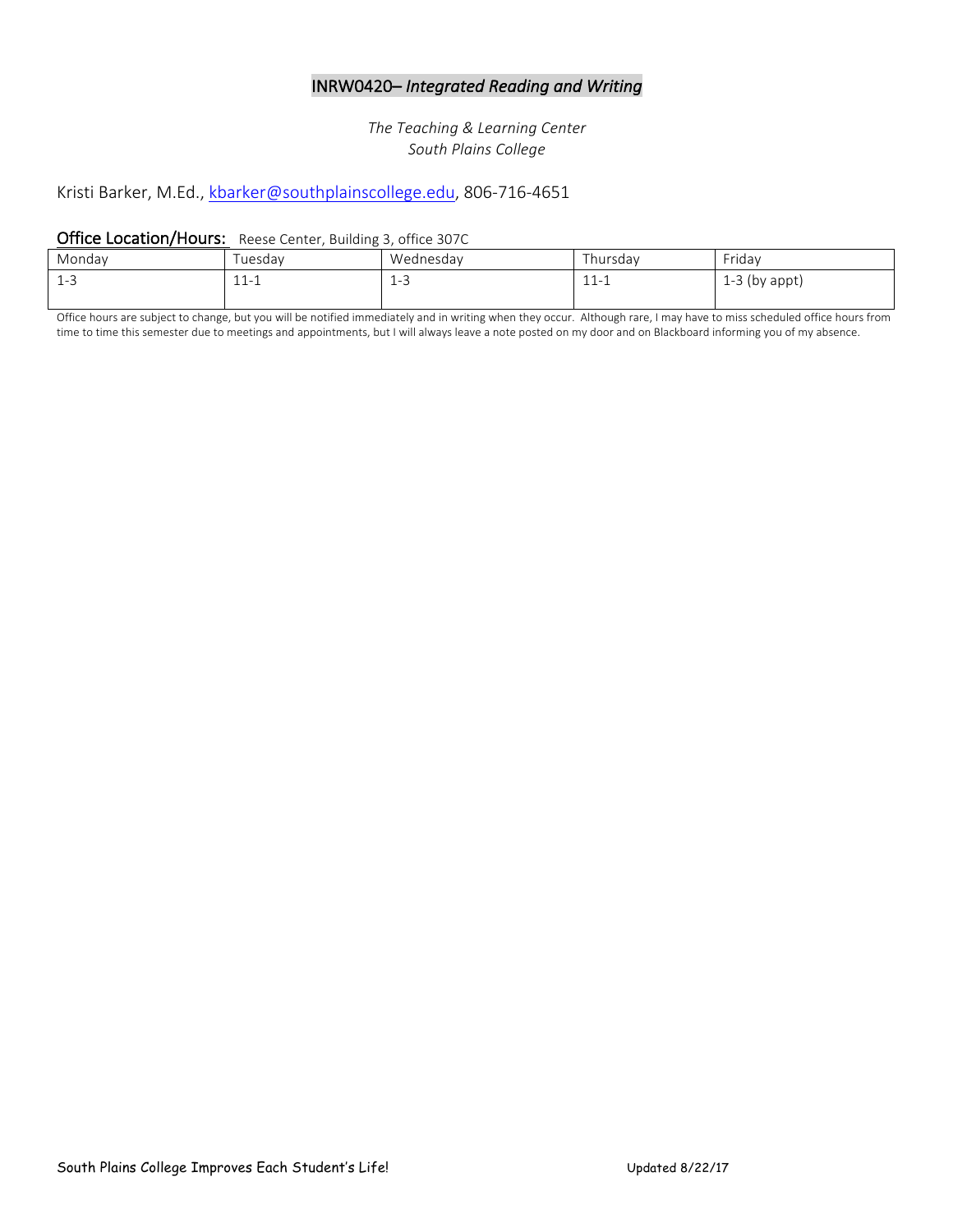# INRW0420– *Integrated Reading and Writing*

*The Teaching & Learning Center*
*South Plains College*

Kristi Barker, M.Ed., kbarker@southplainscollege.edu, 806-716-4651

**Office Location/Hours:** Reese Center, Building 3, office 307C

| Monday | Tuesday | Wednesday | Thursday | Friday |
|---|---|---|---|---|
| 1-3 | 11-1 | 1-3 | 11-1 | 1-3 (by appt) |

Office hours are subject to change, but you will be notified immediately and in writing when they occur. Although rare, I may have to miss scheduled office hours from time to time this semester due to meetings and appointments, but I will always leave a note posted on my door and on Blackboard informing you of my absence.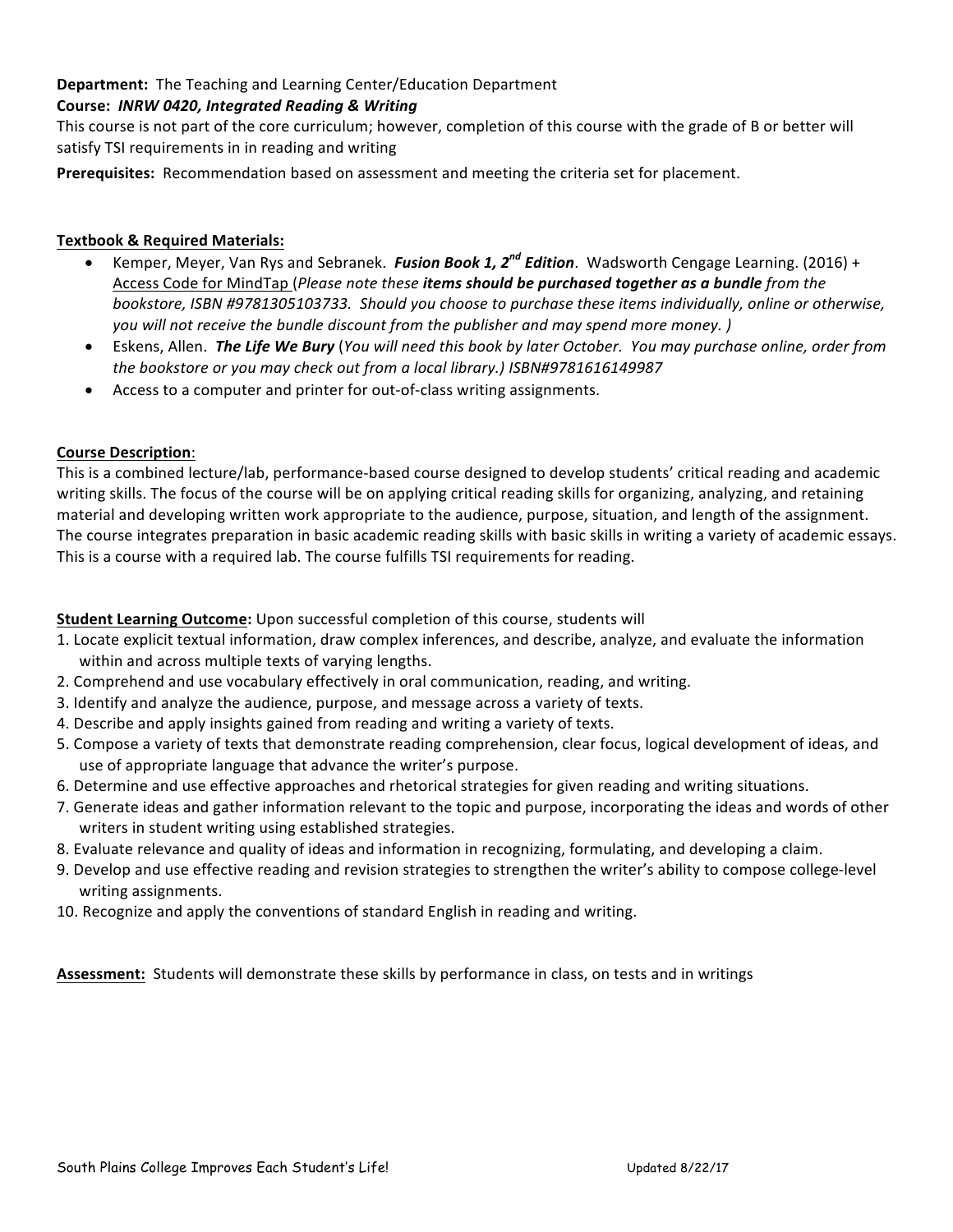**Department:** The Teaching and Learning Center/Education Department

**Course:** ***INRW 0420, Integrated Reading & Writing***

This course is not part of the core curriculum; however, completion of this course with the grade of B or better will satisfy TSI requirements in in reading and writing

**Prerequisites:** Recommendation based on assessment and meeting the criteria set for placement.

**Textbook & Required Materials:**

- Kemper, Meyer, Van Rys and Sebranek. ***Fusion Book 1, 2nd Edition***. Wadsworth Cengage Learning. (2016) + Access Code for MindTap (*Please note these **items should be purchased together as a bundle** from the bookstore, ISBN #9781305103733. Should you choose to purchase these items individually, online or otherwise, you will not receive the bundle discount from the publisher and may spend more money. )*
- Eskens, Allen. ***The Life We Bury*** (*You will need this book by later October. You may purchase online, order from the bookstore or you may check out from a local library.) ISBN#9781616149987*
- Access to a computer and printer for out-of-class writing assignments.

**Course Description**:

This is a combined lecture/lab, performance-based course designed to develop students' critical reading and academic writing skills. The focus of the course will be on applying critical reading skills for organizing, analyzing, and retaining material and developing written work appropriate to the audience, purpose, situation, and length of the assignment. The course integrates preparation in basic academic reading skills with basic skills in writing a variety of academic essays. This is a course with a required lab. The course fulfills TSI requirements for reading.

**Student Learning Outcome:** Upon successful completion of this course, students will

1. Locate explicit textual information, draw complex inferences, and describe, analyze, and evaluate the information within and across multiple texts of varying lengths.
2. Comprehend and use vocabulary effectively in oral communication, reading, and writing.
3. Identify and analyze the audience, purpose, and message across a variety of texts.
4. Describe and apply insights gained from reading and writing a variety of texts.
5. Compose a variety of texts that demonstrate reading comprehension, clear focus, logical development of ideas, and use of appropriate language that advance the writer's purpose.
6. Determine and use effective approaches and rhetorical strategies for given reading and writing situations.
7. Generate ideas and gather information relevant to the topic and purpose, incorporating the ideas and words of other writers in student writing using established strategies.
8. Evaluate relevance and quality of ideas and information in recognizing, formulating, and developing a claim.
9. Develop and use effective reading and revision strategies to strengthen the writer's ability to compose college-level writing assignments.
10. Recognize and apply the conventions of standard English in reading and writing.

**Assessment:** Students will demonstrate these skills by performance in class, on tests and in writings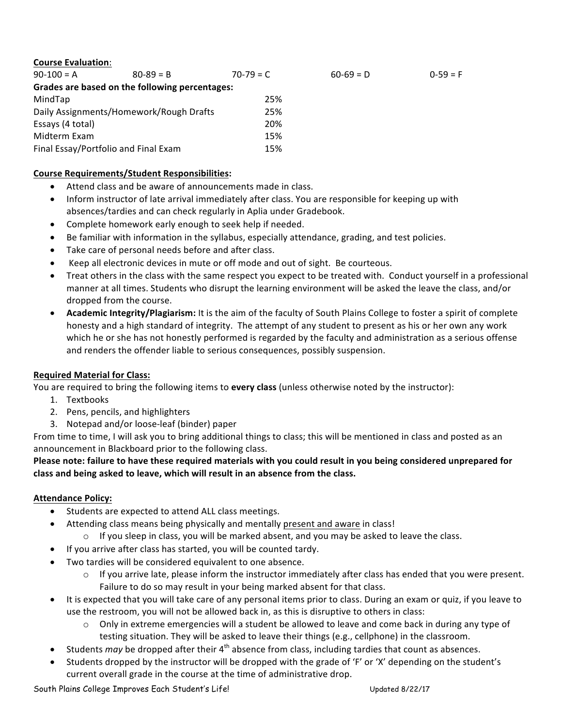**<u>Course Evaluation</u>**:

| 90-100 = A | 80-89 = B | 70-79 = C | 60-69 = D | 0-59 = F |
|---|---|---|---|---|

**Grades are based on the following percentages:**

| | |
|---|---|
| MindTap | 25% |
| Daily Assignments/Homework/Rough Drafts | 25% |
| Essays (4 total) | 20% |
| Midterm Exam | 15% |
| Final Essay/Portfolio and Final Exam | 15% |

**<u>Course Requirements/Student Responsibilities</u>:**

- Attend class and be aware of announcements made in class.
- Inform instructor of late arrival immediately after class. You are responsible for keeping up with absences/tardies and can check regularly in Aplia under Gradebook.
- Complete homework early enough to seek help if needed.
- Be familiar with information in the syllabus, especially attendance, grading, and test policies.
- Take care of personal needs before and after class.
- Keep all electronic devices in mute or off mode and out of sight. Be courteous.
- Treat others in the class with the same respect you expect to be treated with. Conduct yourself in a professional manner at all times. Students who disrupt the learning environment will be asked the leave the class, and/or dropped from the course.
- **Academic Integrity/Plagiarism:** It is the aim of the faculty of South Plains College to foster a spirit of complete honesty and a high standard of integrity. The attempt of any student to present as his or her own any work which he or she has not honestly performed is regarded by the faculty and administration as a serious offense and renders the offender liable to serious consequences, possibly suspension.

**<u>Required Material for Class:</u>**

You are required to bring the following items to **every class** (unless otherwise noted by the instructor):

1. Textbooks
2. Pens, pencils, and highlighters
3. Notepad and/or loose-leaf (binder) paper

From time to time, I will ask you to bring additional things to class; this will be mentioned in class and posted as an announcement in Blackboard prior to the following class.

**Please note: failure to have these required materials with you could result in you being considered unprepared for class and being asked to leave, which will result in an absence from the class.**

**<u>Attendance Policy:</u>**

- Students are expected to attend ALL class meetings.
- Attending class means being physically and mentally <u>present and aware</u> in class!
  - If you sleep in class, you will be marked absent, and you may be asked to leave the class.
- If you arrive after class has started, you will be counted tardy.
- Two tardies will be considered equivalent to one absence.
  - If you arrive late, please inform the instructor immediately after class has ended that you were present. Failure to do so may result in your being marked absent for that class.
- It is expected that you will take care of any personal items prior to class. During an exam or quiz, if you leave to use the restroom, you will not be allowed back in, as this is disruptive to others in class:
  - Only in extreme emergencies will a student be allowed to leave and come back in during any type of testing situation. They will be asked to leave their things (e.g., cellphone) in the classroom.
- Students *may* be dropped after their 4th absence from class, including tardies that count as absences.
- Students dropped by the instructor will be dropped with the grade of 'F' or 'X' depending on the student's current overall grade in the course at the time of administrative drop.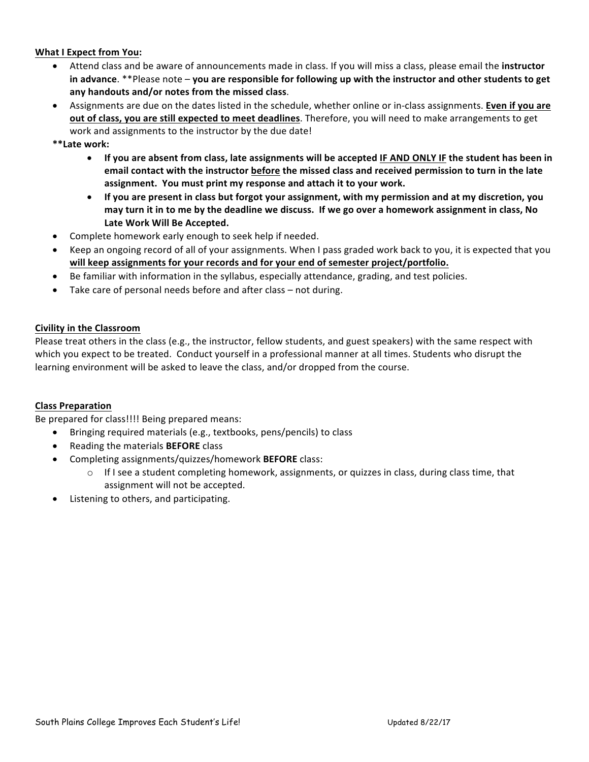**What I Expect from You:**

- Attend class and be aware of announcements made in class. If you will miss a class, please email the **instructor in advance**. **Please note – **you are responsible for following up with the instructor and other students to get any handouts and/or notes from the missed class**.
- Assignments are due on the dates listed in the schedule, whether online or in-class assignments. **Even if you are out of class, you are still expected to meet deadlines**. Therefore, you will need to make arrangements to get work and assignments to the instructor by the due date!

****Late work:**

- **If you are absent from class, late assignments will be accepted IF AND ONLY IF the student has been in email contact with the instructor before the missed class and received permission to turn in the late assignment. You must print my response and attach it to your work.**
- **If you are present in class but forgot your assignment, with my permission and at my discretion, you may turn it in to me by the deadline we discuss. If we go over a homework assignment in class, No Late Work Will Be Accepted.**

- Complete homework early enough to seek help if needed.
- Keep an ongoing record of all of your assignments. When I pass graded work back to you, it is expected that you **will keep assignments for your records and for your end of semester project/portfolio.**
- Be familiar with information in the syllabus, especially attendance, grading, and test policies.
- Take care of personal needs before and after class – not during.

**Civility in the Classroom**

Please treat others in the class (e.g., the instructor, fellow students, and guest speakers) with the same respect with which you expect to be treated. Conduct yourself in a professional manner at all times. Students who disrupt the learning environment will be asked to leave the class, and/or dropped from the course.

**Class Preparation**

Be prepared for class!!!! Being prepared means:

- Bringing required materials (e.g., textbooks, pens/pencils) to class
- Reading the materials **BEFORE** class
- Completing assignments/quizzes/homework **BEFORE** class:
  - If I see a student completing homework, assignments, or quizzes in class, during class time, that assignment will not be accepted.
- Listening to others, and participating.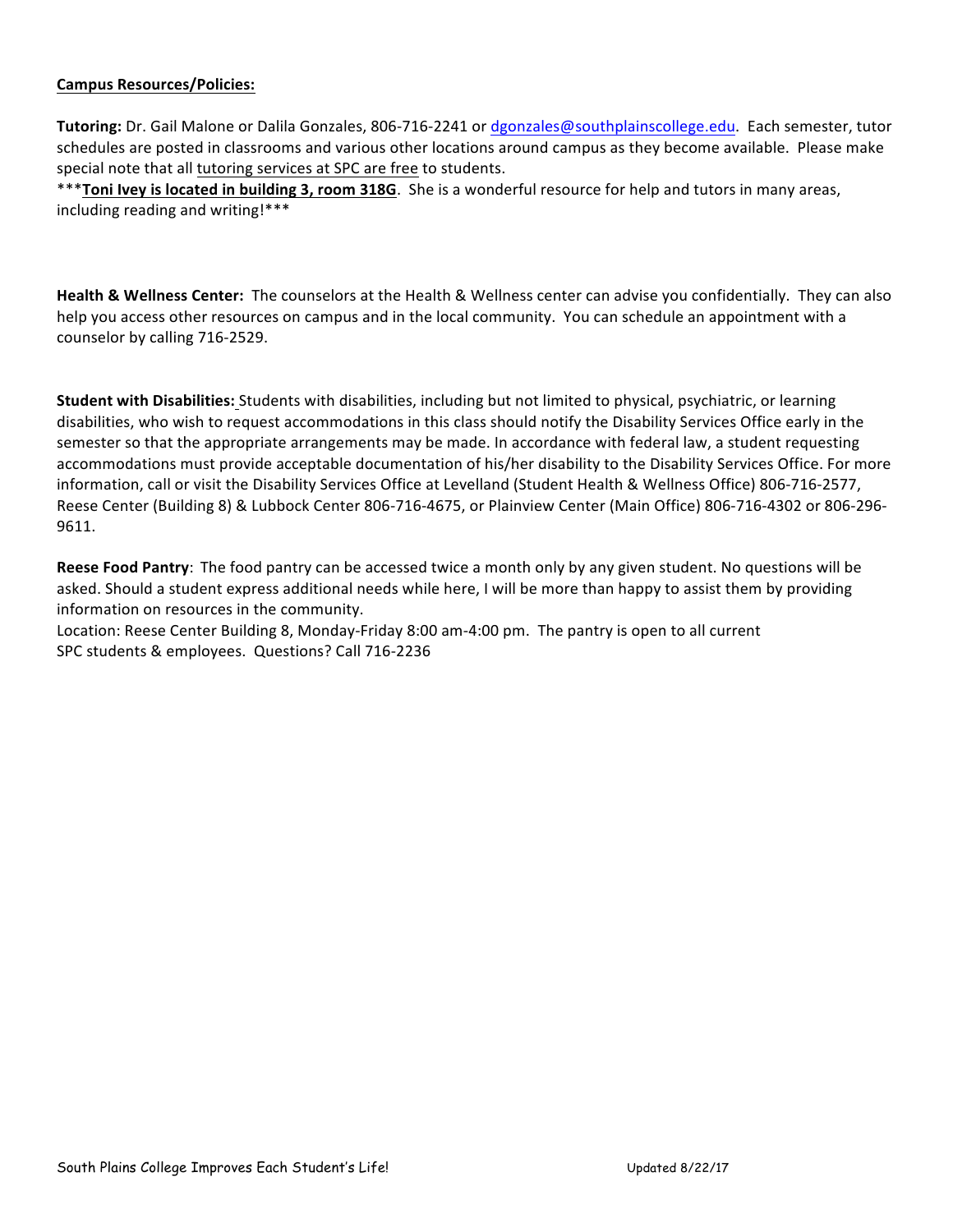**Campus Resources/Policies:**

**Tutoring:** Dr. Gail Malone or Dalila Gonzales, 806-716-2241 or dgonzales@southplainscollege.edu. Each semester, tutor schedules are posted in classrooms and various other locations around campus as they become available. Please make special note that all tutoring services at SPC are free to students.

***Toni Ivey is located in building 3, room 318G. She is a wonderful resource for help and tutors in many areas, including reading and writing!***

**Health & Wellness Center:** The counselors at the Health & Wellness center can advise you confidentially. They can also help you access other resources on campus and in the local community. You can schedule an appointment with a counselor by calling 716-2529.

**Student with Disabilities:** Students with disabilities, including but not limited to physical, psychiatric, or learning disabilities, who wish to request accommodations in this class should notify the Disability Services Office early in the semester so that the appropriate arrangements may be made. In accordance with federal law, a student requesting accommodations must provide acceptable documentation of his/her disability to the Disability Services Office. For more information, call or visit the Disability Services Office at Levelland (Student Health & Wellness Office) 806-716-2577, Reese Center (Building 8) & Lubbock Center 806-716-4675, or Plainview Center (Main Office) 806-716-4302 or 806-296-9611.

**Reese Food Pantry**: The food pantry can be accessed twice a month only by any given student. No questions will be asked. Should a student express additional needs while here, I will be more than happy to assist them by providing information on resources in the community.

Location: Reese Center Building 8, Monday-Friday 8:00 am-4:00 pm. The pantry is open to all current SPC students & employees. Questions? Call 716-2236